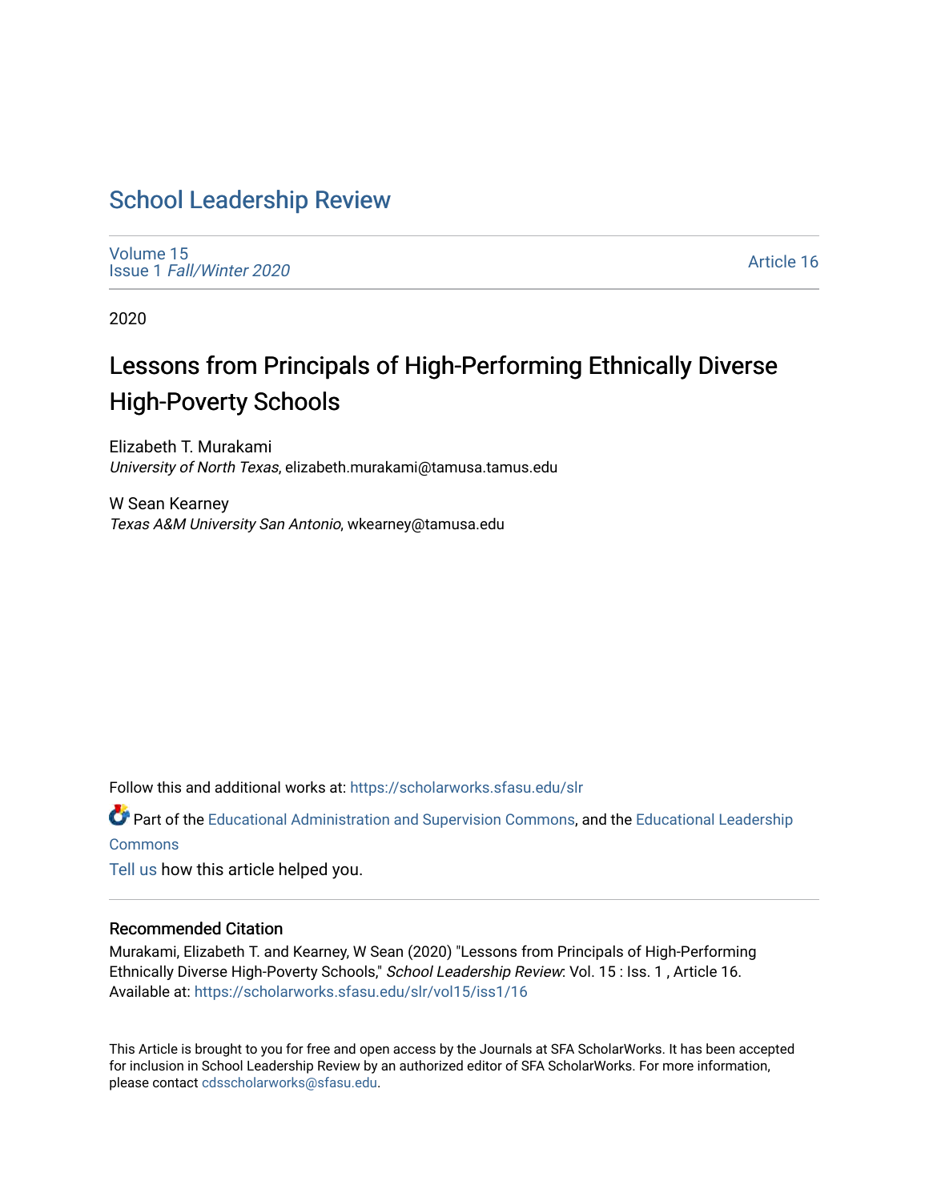# School Leadership Review

Volume 15
Issue 1 *Fall/Winter 2020*

Article 16

2020

## Lessons from Principals of High-Performing Ethnically Diverse High-Poverty Schools

Elizabeth T. Murakami
*University of North Texas*, elizabeth.murakami@tamusa.tamus.edu

W Sean Kearney
*Texas A&M University San Antonio*, wkearney@tamusa.edu

Follow this and additional works at: https://scholarworks.sfasu.edu/slr

Part of the Educational Administration and Supervision Commons, and the Educational Leadership Commons

Tell us how this article helped you.

### Recommended Citation

Murakami, Elizabeth T. and Kearney, W Sean (2020) "Lessons from Principals of High-Performing Ethnically Diverse High-Poverty Schools," *School Leadership Review*: Vol. 15 : Iss. 1 , Article 16.
Available at: https://scholarworks.sfasu.edu/slr/vol15/iss1/16

This Article is brought to you for free and open access by the Journals at SFA ScholarWorks. It has been accepted for inclusion in School Leadership Review by an authorized editor of SFA ScholarWorks. For more information, please contact cdsscholarworks@sfasu.edu.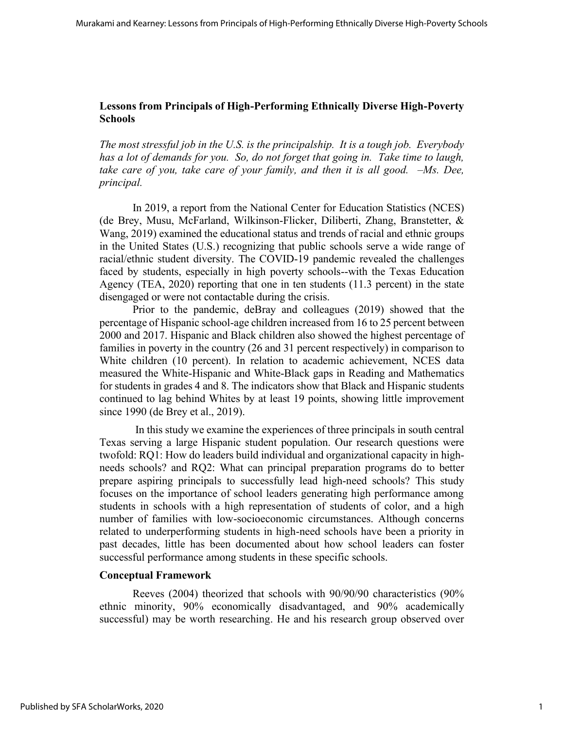## Lessons from Principals of High-Performing Ethnically Diverse High-Poverty Schools

*The most stressful job in the U.S. is the principalship. It is a tough job. Everybody has a lot of demands for you. So, do not forget that going in. Take time to laugh, take care of you, take care of your family, and then it is all good. –Ms. Dee, principal.*

In 2019, a report from the National Center for Education Statistics (NCES) (de Brey, Musu, McFarland, Wilkinson-Flicker, Diliberti, Zhang, Branstetter, & Wang, 2019) examined the educational status and trends of racial and ethnic groups in the United States (U.S.) recognizing that public schools serve a wide range of racial/ethnic student diversity. The COVID-19 pandemic revealed the challenges faced by students, especially in high poverty schools--with the Texas Education Agency (TEA, 2020) reporting that one in ten students (11.3 percent) in the state disengaged or were not contactable during the crisis.

Prior to the pandemic, deBray and colleagues (2019) showed that the percentage of Hispanic school-age children increased from 16 to 25 percent between 2000 and 2017. Hispanic and Black children also showed the highest percentage of families in poverty in the country (26 and 31 percent respectively) in comparison to White children (10 percent). In relation to academic achievement, NCES data measured the White-Hispanic and White-Black gaps in Reading and Mathematics for students in grades 4 and 8. The indicators show that Black and Hispanic students continued to lag behind Whites by at least 19 points, showing little improvement since 1990 (de Brey et al., 2019).

In this study we examine the experiences of three principals in south central Texas serving a large Hispanic student population. Our research questions were twofold: RQ1: How do leaders build individual and organizational capacity in high-needs schools? and RQ2: What can principal preparation programs do to better prepare aspiring principals to successfully lead high-need schools? This study focuses on the importance of school leaders generating high performance among students in schools with a high representation of students of color, and a high number of families with low-socioeconomic circumstances. Although concerns related to underperforming students in high-need schools have been a priority in past decades, little has been documented about how school leaders can foster successful performance among students in these specific schools.

### Conceptual Framework

Reeves (2004) theorized that schools with 90/90/90 characteristics (90% ethnic minority, 90% economically disadvantaged, and 90% academically successful) may be worth researching. He and his research group observed over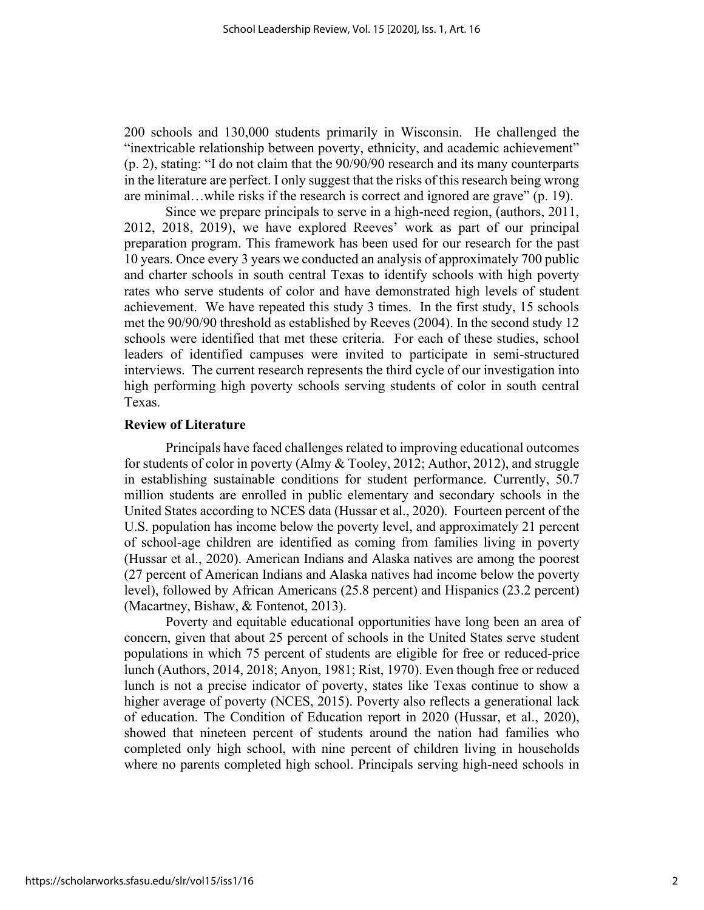200 schools and 130,000 students primarily in Wisconsin. He challenged the "inextricable relationship between poverty, ethnicity, and academic achievement" (p. 2), stating: "I do not claim that the 90/90/90 research and its many counterparts in the literature are perfect. I only suggest that the risks of this research being wrong are minimal…while risks if the research is correct and ignored are grave" (p. 19).

Since we prepare principals to serve in a high-need region, (authors, 2011, 2012, 2018, 2019), we have explored Reeves' work as part of our principal preparation program. This framework has been used for our research for the past 10 years. Once every 3 years we conducted an analysis of approximately 700 public and charter schools in south central Texas to identify schools with high poverty rates who serve students of color and have demonstrated high levels of student achievement. We have repeated this study 3 times. In the first study, 15 schools met the 90/90/90 threshold as established by Reeves (2004). In the second study 12 schools were identified that met these criteria. For each of these studies, school leaders of identified campuses were invited to participate in semi-structured interviews. The current research represents the third cycle of our investigation into high performing high poverty schools serving students of color in south central Texas.

## Review of Literature

Principals have faced challenges related to improving educational outcomes for students of color in poverty (Almy & Tooley, 2012; Author, 2012), and struggle in establishing sustainable conditions for student performance. Currently, 50.7 million students are enrolled in public elementary and secondary schools in the United States according to NCES data (Hussar et al., 2020). Fourteen percent of the U.S. population has income below the poverty level, and approximately 21 percent of school-age children are identified as coming from families living in poverty (Hussar et al., 2020). American Indians and Alaska natives are among the poorest (27 percent of American Indians and Alaska natives had income below the poverty level), followed by African Americans (25.8 percent) and Hispanics (23.2 percent) (Macartney, Bishaw, & Fontenot, 2013).

Poverty and equitable educational opportunities have long been an area of concern, given that about 25 percent of schools in the United States serve student populations in which 75 percent of students are eligible for free or reduced-price lunch (Authors, 2014, 2018; Anyon, 1981; Rist, 1970). Even though free or reduced lunch is not a precise indicator of poverty, states like Texas continue to show a higher average of poverty (NCES, 2015). Poverty also reflects a generational lack of education. The Condition of Education report in 2020 (Hussar, et al., 2020), showed that nineteen percent of students around the nation had families who completed only high school, with nine percent of children living in households where no parents completed high school. Principals serving high-need schools in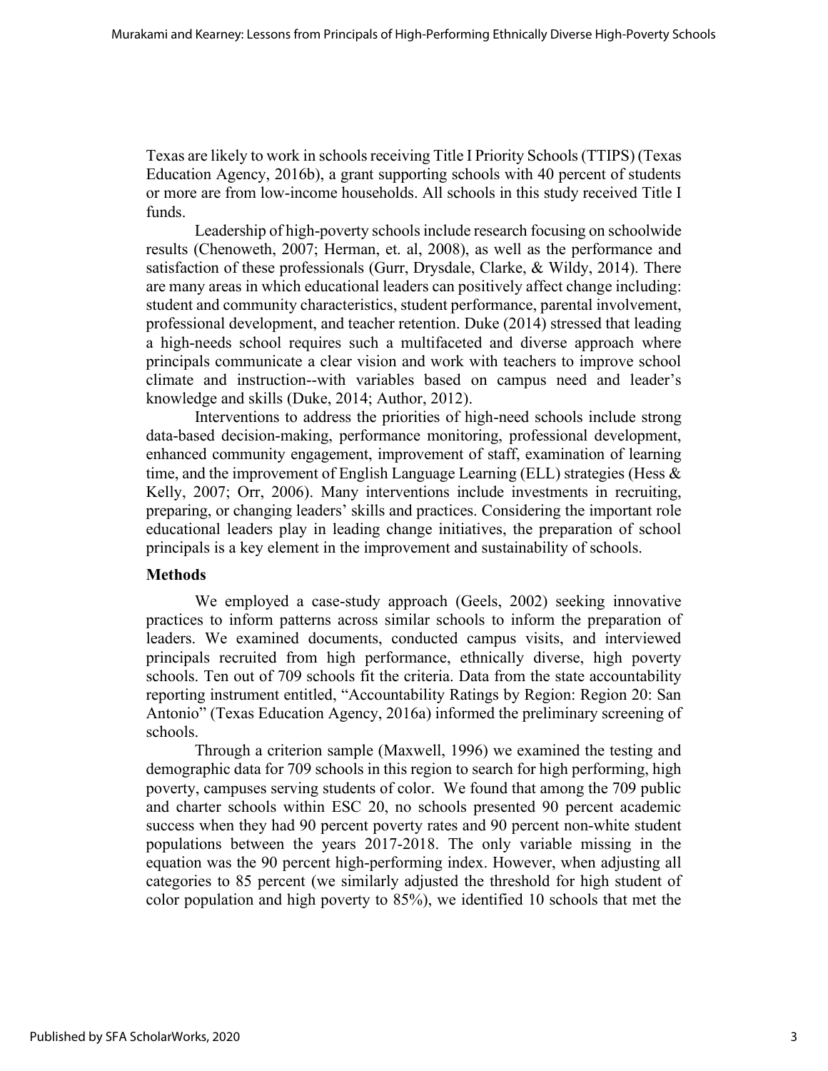Texas are likely to work in schools receiving Title I Priority Schools (TTIPS) (Texas Education Agency, 2016b), a grant supporting schools with 40 percent of students or more are from low-income households. All schools in this study received Title I funds.

Leadership of high-poverty schools include research focusing on schoolwide results (Chenoweth, 2007; Herman, et. al, 2008), as well as the performance and satisfaction of these professionals (Gurr, Drysdale, Clarke, & Wildy, 2014). There are many areas in which educational leaders can positively affect change including: student and community characteristics, student performance, parental involvement, professional development, and teacher retention. Duke (2014) stressed that leading a high-needs school requires such a multifaceted and diverse approach where principals communicate a clear vision and work with teachers to improve school climate and instruction--with variables based on campus need and leader's knowledge and skills (Duke, 2014; Author, 2012).

Interventions to address the priorities of high-need schools include strong data-based decision-making, performance monitoring, professional development, enhanced community engagement, improvement of staff, examination of learning time, and the improvement of English Language Learning (ELL) strategies (Hess & Kelly, 2007; Orr, 2006). Many interventions include investments in recruiting, preparing, or changing leaders' skills and practices. Considering the important role educational leaders play in leading change initiatives, the preparation of school principals is a key element in the improvement and sustainability of schools.

## Methods

We employed a case-study approach (Geels, 2002) seeking innovative practices to inform patterns across similar schools to inform the preparation of leaders. We examined documents, conducted campus visits, and interviewed principals recruited from high performance, ethnically diverse, high poverty schools. Ten out of 709 schools fit the criteria. Data from the state accountability reporting instrument entitled, "Accountability Ratings by Region: Region 20: San Antonio" (Texas Education Agency, 2016a) informed the preliminary screening of schools.

Through a criterion sample (Maxwell, 1996) we examined the testing and demographic data for 709 schools in this region to search for high performing, high poverty, campuses serving students of color. We found that among the 709 public and charter schools within ESC 20, no schools presented 90 percent academic success when they had 90 percent poverty rates and 90 percent non-white student populations between the years 2017-2018. The only variable missing in the equation was the 90 percent high-performing index. However, when adjusting all categories to 85 percent (we similarly adjusted the threshold for high student of color population and high poverty to 85%), we identified 10 schools that met the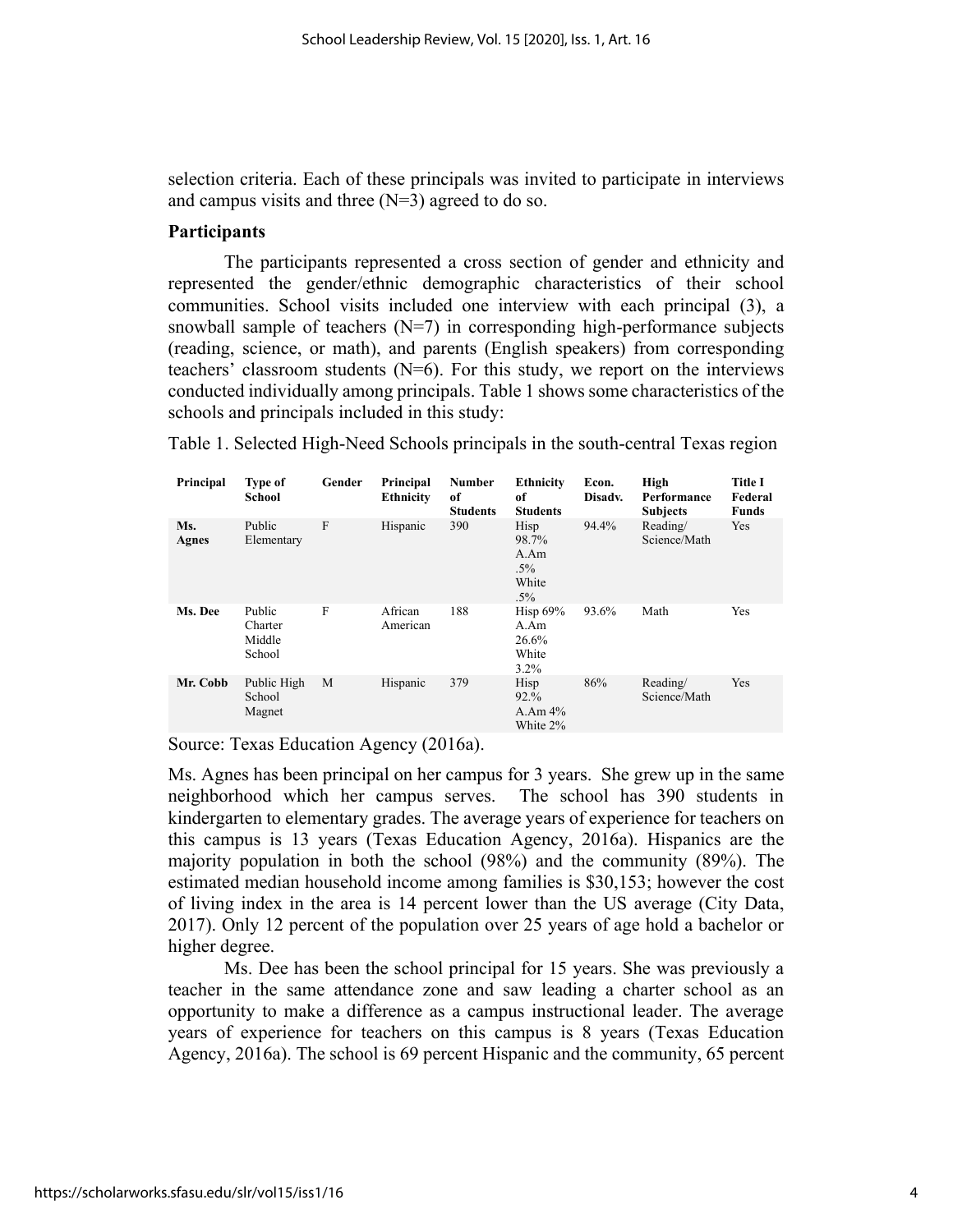selection criteria. Each of these principals was invited to participate in interviews and campus visits and three (N=3) agreed to do so.

## Participants

The participants represented a cross section of gender and ethnicity and represented the gender/ethnic demographic characteristics of their school communities. School visits included one interview with each principal (3), a snowball sample of teachers (N=7) in corresponding high-performance subjects (reading, science, or math), and parents (English speakers) from corresponding teachers' classroom students (N=6). For this study, we report on the interviews conducted individually among principals. Table 1 shows some characteristics of the schools and principals included in this study:

Table 1. Selected High-Need Schools principals in the south-central Texas region

| Principal | Type of School | Gender | Principal Ethnicity | Number of Students | Ethnicity of Students | Econ. Disadv. | High Performance Subjects | Title I Federal Funds |
|---|---|---|---|---|---|---|---|---|
| **Ms. Agnes** | Public Elementary | F | Hispanic | 390 | Hisp 98.7% A.Am .5% White .5% | 94.4% | Reading/ Science/Math | Yes |
| **Ms. Dee** | Public Charter Middle School | F | African American | 188 | Hisp 69% A.Am 26.6% White 3.2% | 93.6% | Math | Yes |
| **Mr. Cobb** | Public High School Magnet | M | Hispanic | 379 | Hisp 92.% A.Am 4% White 2% | 86% | Reading/ Science/Math | Yes |

Source: Texas Education Agency (2016a).

Ms. Agnes has been principal on her campus for 3 years. She grew up in the same neighborhood which her campus serves. The school has 390 students in kindergarten to elementary grades. The average years of experience for teachers on this campus is 13 years (Texas Education Agency, 2016a). Hispanics are the majority population in both the school (98%) and the community (89%). The estimated median household income among families is $30,153; however the cost of living index in the area is 14 percent lower than the US average (City Data, 2017). Only 12 percent of the population over 25 years of age hold a bachelor or higher degree.

Ms. Dee has been the school principal for 15 years. She was previously a teacher in the same attendance zone and saw leading a charter school as an opportunity to make a difference as a campus instructional leader. The average years of experience for teachers on this campus is 8 years (Texas Education Agency, 2016a). The school is 69 percent Hispanic and the community, 65 percent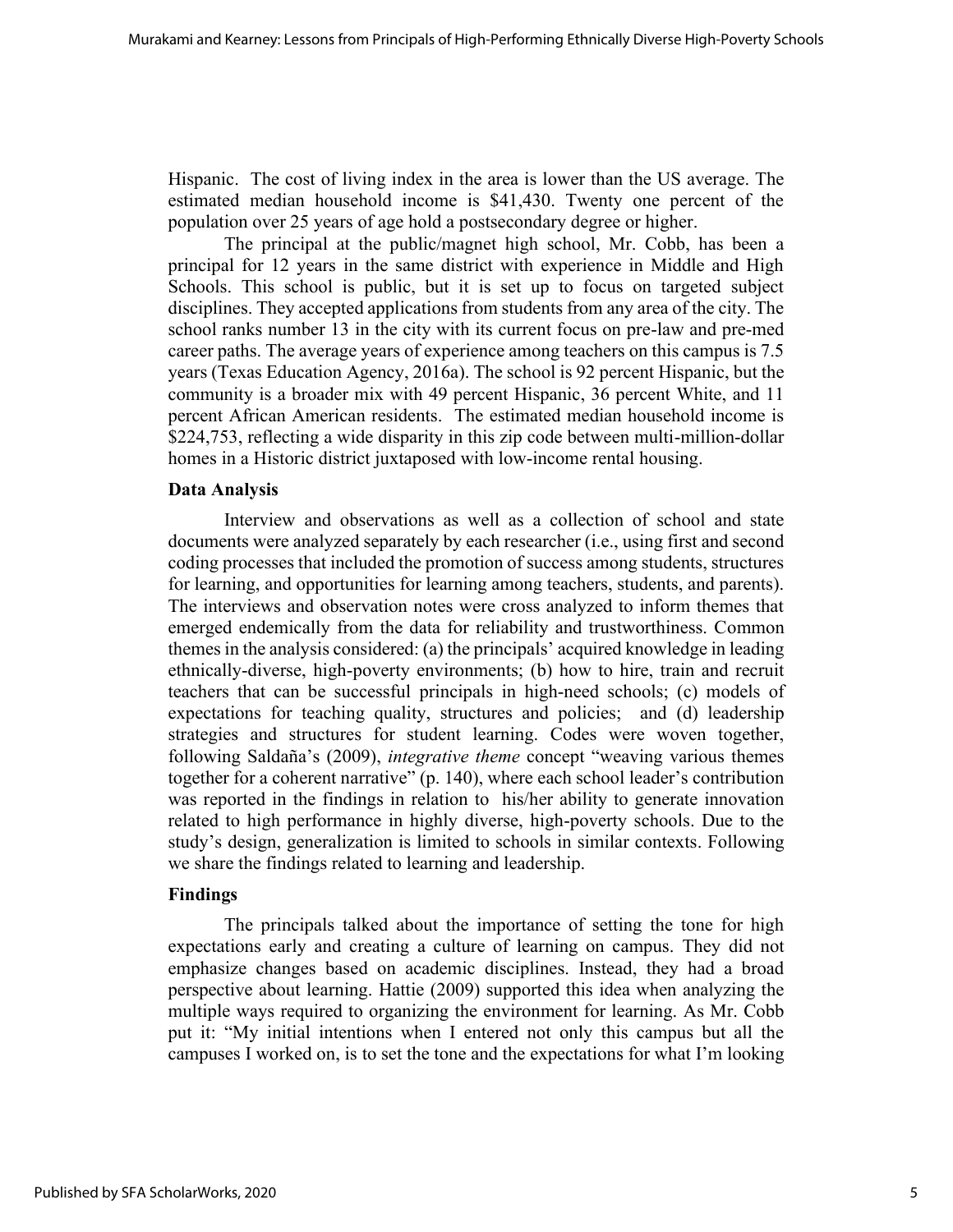Hispanic. The cost of living index in the area is lower than the US average. The estimated median household income is $41,430. Twenty one percent of the population over 25 years of age hold a postsecondary degree or higher.

The principal at the public/magnet high school, Mr. Cobb, has been a principal for 12 years in the same district with experience in Middle and High Schools. This school is public, but it is set up to focus on targeted subject disciplines. They accepted applications from students from any area of the city. The school ranks number 13 in the city with its current focus on pre-law and pre-med career paths. The average years of experience among teachers on this campus is 7.5 years (Texas Education Agency, 2016a). The school is 92 percent Hispanic, but the community is a broader mix with 49 percent Hispanic, 36 percent White, and 11 percent African American residents. The estimated median household income is $224,753, reflecting a wide disparity in this zip code between multi-million-dollar homes in a Historic district juxtaposed with low-income rental housing.

### Data Analysis

Interview and observations as well as a collection of school and state documents were analyzed separately by each researcher (i.e., using first and second coding processes that included the promotion of success among students, structures for learning, and opportunities for learning among teachers, students, and parents). The interviews and observation notes were cross analyzed to inform themes that emerged endemically from the data for reliability and trustworthiness. Common themes in the analysis considered: (a) the principals' acquired knowledge in leading ethnically-diverse, high-poverty environments; (b) how to hire, train and recruit teachers that can be successful principals in high-need schools; (c) models of expectations for teaching quality, structures and policies; and (d) leadership strategies and structures for student learning. Codes were woven together, following Saldaña's (2009), *integrative theme* concept "weaving various themes together for a coherent narrative" (p. 140), where each school leader's contribution was reported in the findings in relation to his/her ability to generate innovation related to high performance in highly diverse, high-poverty schools. Due to the study's design, generalization is limited to schools in similar contexts. Following we share the findings related to learning and leadership.

### Findings

The principals talked about the importance of setting the tone for high expectations early and creating a culture of learning on campus. They did not emphasize changes based on academic disciplines. Instead, they had a broad perspective about learning. Hattie (2009) supported this idea when analyzing the multiple ways required to organizing the environment for learning. As Mr. Cobb put it: "My initial intentions when I entered not only this campus but all the campuses I worked on, is to set the tone and the expectations for what I'm looking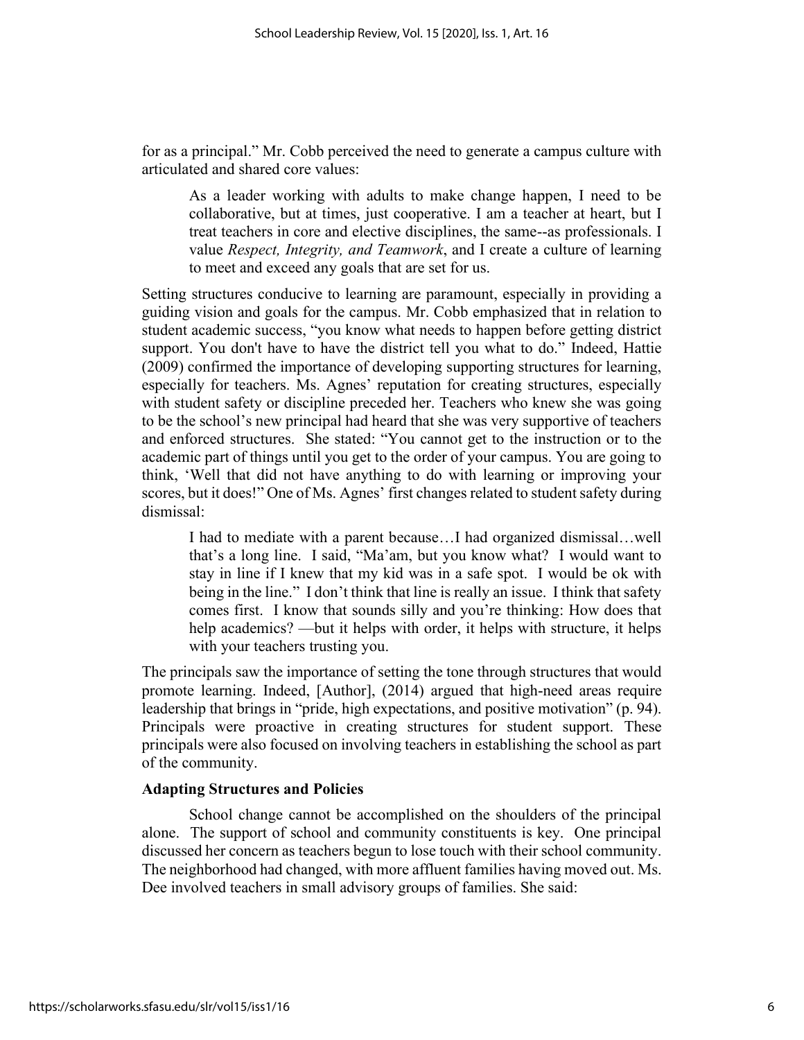for as a principal." Mr. Cobb perceived the need to generate a campus culture with articulated and shared core values:

> As a leader working with adults to make change happen, I need to be collaborative, but at times, just cooperative. I am a teacher at heart, but I treat teachers in core and elective disciplines, the same--as professionals. I value *Respect, Integrity, and Teamwork*, and I create a culture of learning to meet and exceed any goals that are set for us.

Setting structures conducive to learning are paramount, especially in providing a guiding vision and goals for the campus. Mr. Cobb emphasized that in relation to student academic success, "you know what needs to happen before getting district support. You don't have to have the district tell you what to do." Indeed, Hattie (2009) confirmed the importance of developing supporting structures for learning, especially for teachers. Ms. Agnes' reputation for creating structures, especially with student safety or discipline preceded her. Teachers who knew she was going to be the school's new principal had heard that she was very supportive of teachers and enforced structures. She stated: "You cannot get to the instruction or to the academic part of things until you get to the order of your campus. You are going to think, 'Well that did not have anything to do with learning or improving your scores, but it does!" One of Ms. Agnes' first changes related to student safety during dismissal:

> I had to mediate with a parent because…I had organized dismissal…well that's a long line. I said, "Ma'am, but you know what? I would want to stay in line if I knew that my kid was in a safe spot. I would be ok with being in the line." I don't think that line is really an issue. I think that safety comes first. I know that sounds silly and you're thinking: How does that help academics? —but it helps with order, it helps with structure, it helps with your teachers trusting you.

The principals saw the importance of setting the tone through structures that would promote learning. Indeed, [Author], (2014) argued that high-need areas require leadership that brings in "pride, high expectations, and positive motivation" (p. 94). Principals were proactive in creating structures for student support. These principals were also focused on involving teachers in establishing the school as part of the community.

**Adapting Structures and Policies**

School change cannot be accomplished on the shoulders of the principal alone. The support of school and community constituents is key. One principal discussed her concern as teachers begun to lose touch with their school community. The neighborhood had changed, with more affluent families having moved out. Ms. Dee involved teachers in small advisory groups of families. She said: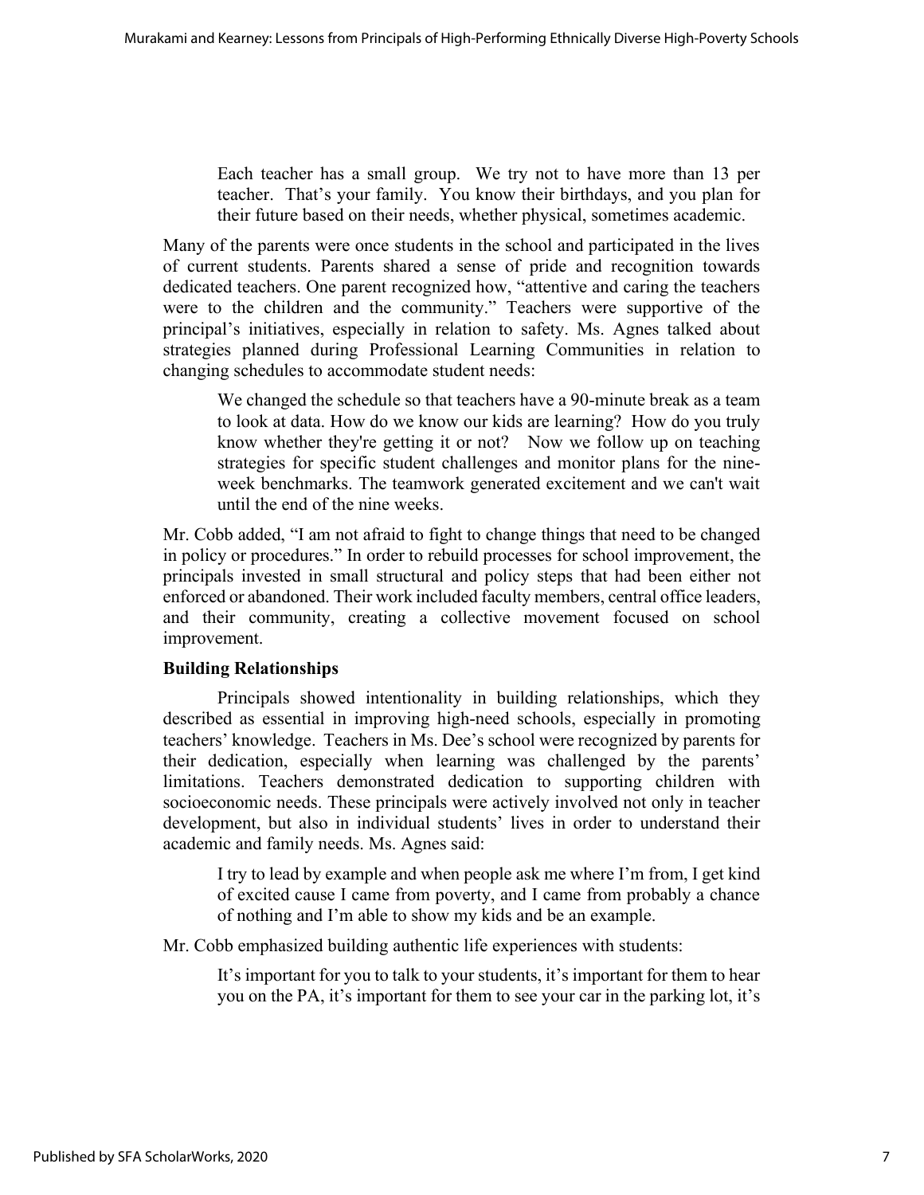> Each teacher has a small group. We try not to have more than 13 per teacher. That's your family. You know their birthdays, and you plan for their future based on their needs, whether physical, sometimes academic.

Many of the parents were once students in the school and participated in the lives of current students. Parents shared a sense of pride and recognition towards dedicated teachers. One parent recognized how, "attentive and caring the teachers were to the children and the community." Teachers were supportive of the principal's initiatives, especially in relation to safety. Ms. Agnes talked about strategies planned during Professional Learning Communities in relation to changing schedules to accommodate student needs:

> We changed the schedule so that teachers have a 90-minute break as a team to look at data. How do we know our kids are learning? How do you truly know whether they're getting it or not? Now we follow up on teaching strategies for specific student challenges and monitor plans for the nine-week benchmarks. The teamwork generated excitement and we can't wait until the end of the nine weeks.

Mr. Cobb added, "I am not afraid to fight to change things that need to be changed in policy or procedures." In order to rebuild processes for school improvement, the principals invested in small structural and policy steps that had been either not enforced or abandoned. Their work included faculty members, central office leaders, and their community, creating a collective movement focused on school improvement.

### Building Relationships

Principals showed intentionality in building relationships, which they described as essential in improving high-need schools, especially in promoting teachers' knowledge. Teachers in Ms. Dee's school were recognized by parents for their dedication, especially when learning was challenged by the parents' limitations. Teachers demonstrated dedication to supporting children with socioeconomic needs. These principals were actively involved not only in teacher development, but also in individual students' lives in order to understand their academic and family needs. Ms. Agnes said:

> I try to lead by example and when people ask me where I'm from, I get kind of excited cause I came from poverty, and I came from probably a chance of nothing and I'm able to show my kids and be an example.

Mr. Cobb emphasized building authentic life experiences with students:

> It's important for you to talk to your students, it's important for them to hear you on the PA, it's important for them to see your car in the parking lot, it's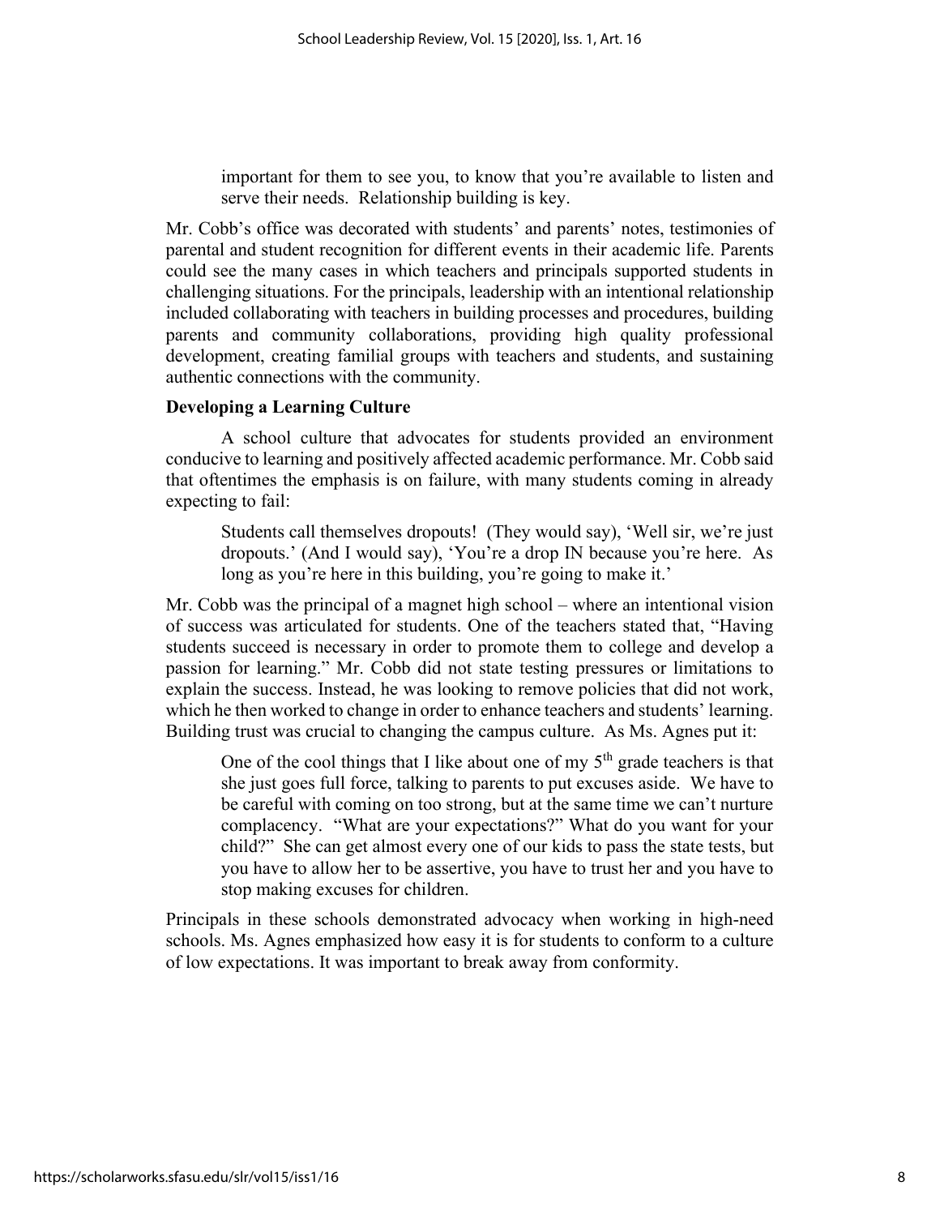> important for them to see you, to know that you're available to listen and serve their needs. Relationship building is key.

Mr. Cobb's office was decorated with students' and parents' notes, testimonies of parental and student recognition for different events in their academic life. Parents could see the many cases in which teachers and principals supported students in challenging situations. For the principals, leadership with an intentional relationship included collaborating with teachers in building processes and procedures, building parents and community collaborations, providing high quality professional development, creating familial groups with teachers and students, and sustaining authentic connections with the community.

**Developing a Learning Culture**

A school culture that advocates for students provided an environment conducive to learning and positively affected academic performance. Mr. Cobb said that oftentimes the emphasis is on failure, with many students coming in already expecting to fail:

> Students call themselves dropouts! (They would say), 'Well sir, we're just dropouts.' (And I would say), 'You're a drop IN because you're here. As long as you're here in this building, you're going to make it.'

Mr. Cobb was the principal of a magnet high school – where an intentional vision of success was articulated for students. One of the teachers stated that, "Having students succeed is necessary in order to promote them to college and develop a passion for learning." Mr. Cobb did not state testing pressures or limitations to explain the success. Instead, he was looking to remove policies that did not work, which he then worked to change in order to enhance teachers and students' learning. Building trust was crucial to changing the campus culture. As Ms. Agnes put it:

> One of the cool things that I like about one of my 5th grade teachers is that she just goes full force, talking to parents to put excuses aside. We have to be careful with coming on too strong, but at the same time we can't nurture complacency. "What are your expectations?" What do you want for your child?" She can get almost every one of our kids to pass the state tests, but you have to allow her to be assertive, you have to trust her and you have to stop making excuses for children.

Principals in these schools demonstrated advocacy when working in high-need schools. Ms. Agnes emphasized how easy it is for students to conform to a culture of low expectations. It was important to break away from conformity.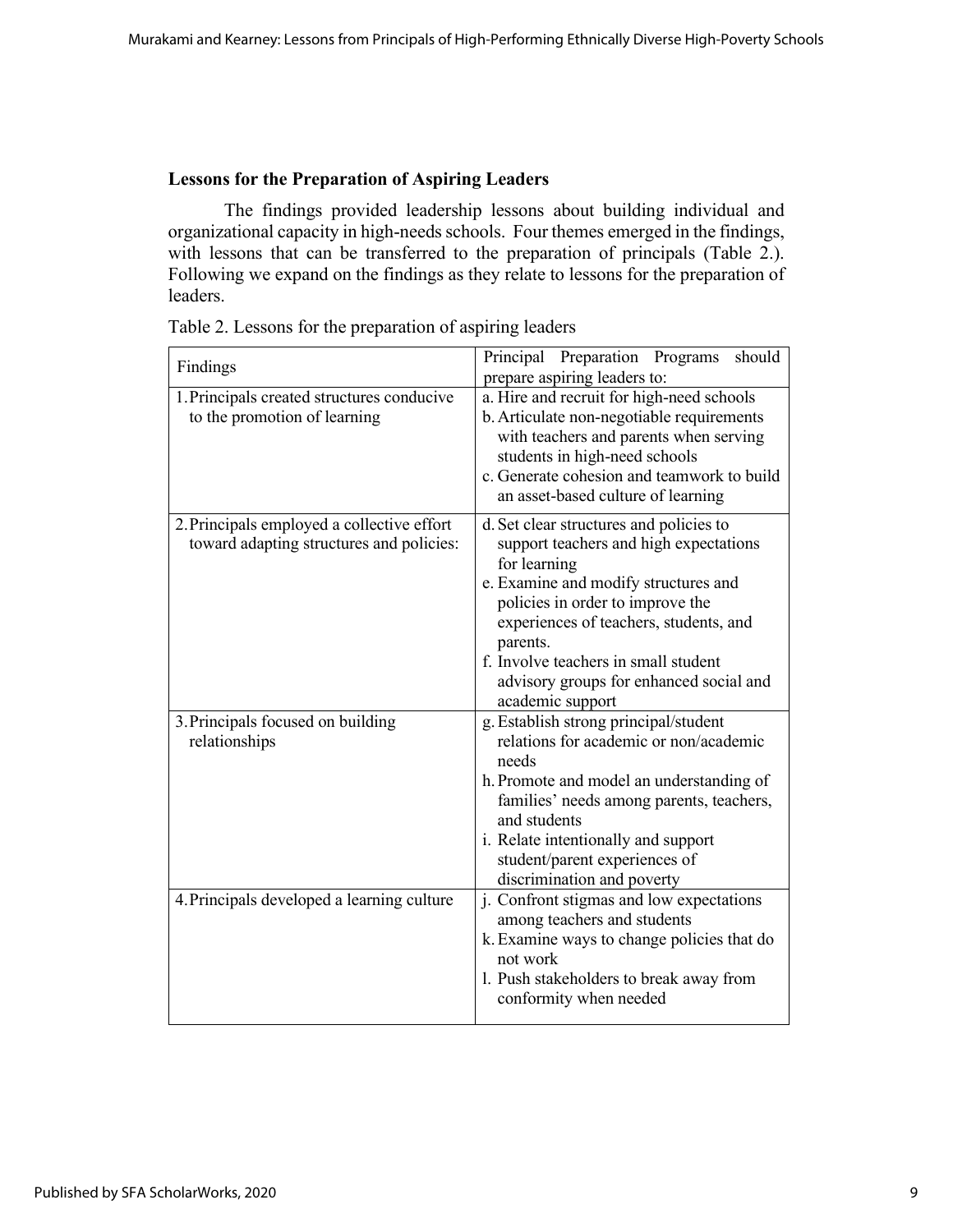### Lessons for the Preparation of Aspiring Leaders

The findings provided leadership lessons about building individual and organizational capacity in high-needs schools. Four themes emerged in the findings, with lessons that can be transferred to the preparation of principals (Table 2.). Following we expand on the findings as they relate to lessons for the preparation of leaders.

Table 2. Lessons for the preparation of aspiring leaders

| Findings | Principal Preparation Programs should prepare aspiring leaders to: |
|---|---|
| 1. Principals created structures conducive to the promotion of learning | a. Hire and recruit for high-need schools<br>b. Articulate non-negotiable requirements with teachers and parents when serving students in high-need schools<br>c. Generate cohesion and teamwork to build an asset-based culture of learning |
| 2. Principals employed a collective effort toward adapting structures and policies: | d. Set clear structures and policies to support teachers and high expectations for learning<br>e. Examine and modify structures and policies in order to improve the experiences of teachers, students, and parents.<br>f. Involve teachers in small student advisory groups for enhanced social and academic support |
| 3. Principals focused on building relationships | g. Establish strong principal/student relations for academic or non/academic needs<br>h. Promote and model an understanding of families' needs among parents, teachers, and students<br>i. Relate intentionally and support student/parent experiences of discrimination and poverty |
| 4. Principals developed a learning culture | j. Confront stigmas and low expectations among teachers and students<br>k. Examine ways to change policies that do not work<br>l. Push stakeholders to break away from conformity when needed |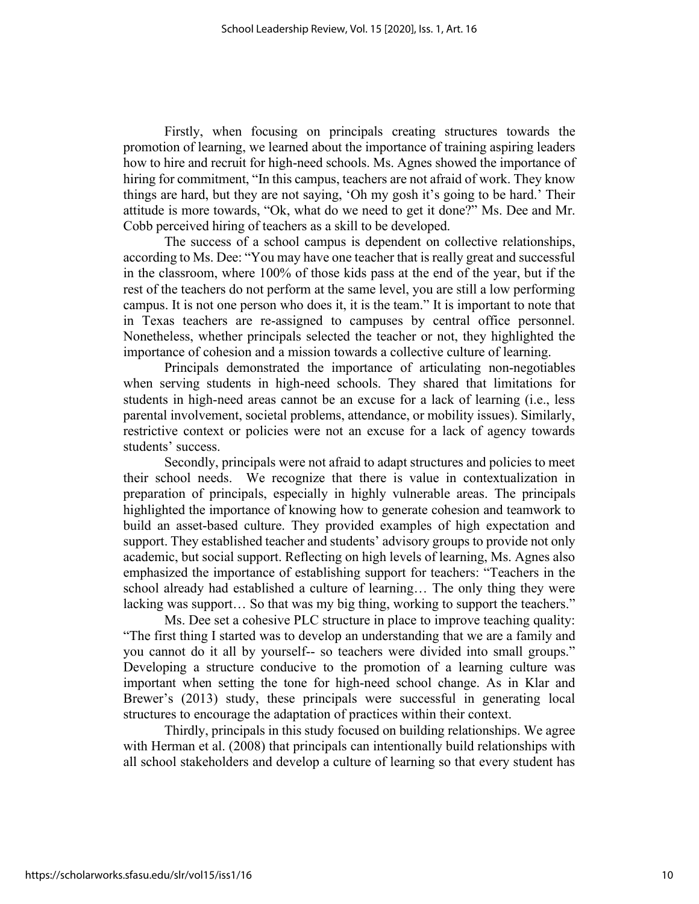Firstly, when focusing on principals creating structures towards the promotion of learning, we learned about the importance of training aspiring leaders how to hire and recruit for high-need schools. Ms. Agnes showed the importance of hiring for commitment, "In this campus, teachers are not afraid of work. They know things are hard, but they are not saying, 'Oh my gosh it's going to be hard.' Their attitude is more towards, "Ok, what do we need to get it done?" Ms. Dee and Mr. Cobb perceived hiring of teachers as a skill to be developed.

The success of a school campus is dependent on collective relationships, according to Ms. Dee: "You may have one teacher that is really great and successful in the classroom, where 100% of those kids pass at the end of the year, but if the rest of the teachers do not perform at the same level, you are still a low performing campus. It is not one person who does it, it is the team." It is important to note that in Texas teachers are re-assigned to campuses by central office personnel. Nonetheless, whether principals selected the teacher or not, they highlighted the importance of cohesion and a mission towards a collective culture of learning.

Principals demonstrated the importance of articulating non-negotiables when serving students in high-need schools. They shared that limitations for students in high-need areas cannot be an excuse for a lack of learning (i.e., less parental involvement, societal problems, attendance, or mobility issues). Similarly, restrictive context or policies were not an excuse for a lack of agency towards students' success.

Secondly, principals were not afraid to adapt structures and policies to meet their school needs. We recognize that there is value in contextualization in preparation of principals, especially in highly vulnerable areas. The principals highlighted the importance of knowing how to generate cohesion and teamwork to build an asset-based culture. They provided examples of high expectation and support. They established teacher and students' advisory groups to provide not only academic, but social support. Reflecting on high levels of learning, Ms. Agnes also emphasized the importance of establishing support for teachers: "Teachers in the school already had established a culture of learning… The only thing they were lacking was support… So that was my big thing, working to support the teachers."

Ms. Dee set a cohesive PLC structure in place to improve teaching quality: "The first thing I started was to develop an understanding that we are a family and you cannot do it all by yourself-- so teachers were divided into small groups." Developing a structure conducive to the promotion of a learning culture was important when setting the tone for high-need school change. As in Klar and Brewer's (2013) study, these principals were successful in generating local structures to encourage the adaptation of practices within their context.

Thirdly, principals in this study focused on building relationships. We agree with Herman et al. (2008) that principals can intentionally build relationships with all school stakeholders and develop a culture of learning so that every student has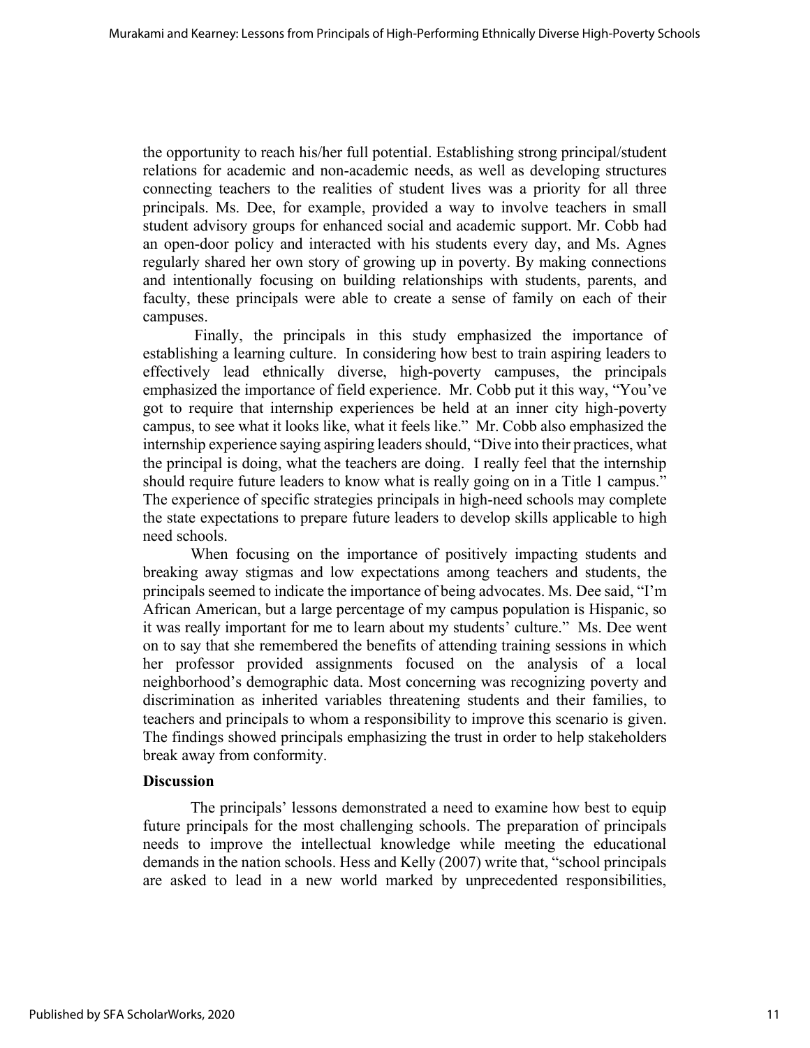the opportunity to reach his/her full potential. Establishing strong principal/student relations for academic and non-academic needs, as well as developing structures connecting teachers to the realities of student lives was a priority for all three principals. Ms. Dee, for example, provided a way to involve teachers in small student advisory groups for enhanced social and academic support. Mr. Cobb had an open-door policy and interacted with his students every day, and Ms. Agnes regularly shared her own story of growing up in poverty. By making connections and intentionally focusing on building relationships with students, parents, and faculty, these principals were able to create a sense of family on each of their campuses.

Finally, the principals in this study emphasized the importance of establishing a learning culture. In considering how best to train aspiring leaders to effectively lead ethnically diverse, high-poverty campuses, the principals emphasized the importance of field experience. Mr. Cobb put it this way, "You've got to require that internship experiences be held at an inner city high-poverty campus, to see what it looks like, what it feels like." Mr. Cobb also emphasized the internship experience saying aspiring leaders should, "Dive into their practices, what the principal is doing, what the teachers are doing. I really feel that the internship should require future leaders to know what is really going on in a Title 1 campus." The experience of specific strategies principals in high-need schools may complete the state expectations to prepare future leaders to develop skills applicable to high need schools.

When focusing on the importance of positively impacting students and breaking away stigmas and low expectations among teachers and students, the principals seemed to indicate the importance of being advocates. Ms. Dee said, "I'm African American, but a large percentage of my campus population is Hispanic, so it was really important for me to learn about my students' culture." Ms. Dee went on to say that she remembered the benefits of attending training sessions in which her professor provided assignments focused on the analysis of a local neighborhood's demographic data. Most concerning was recognizing poverty and discrimination as inherited variables threatening students and their families, to teachers and principals to whom a responsibility to improve this scenario is given. The findings showed principals emphasizing the trust in order to help stakeholders break away from conformity.

## Discussion

The principals' lessons demonstrated a need to examine how best to equip future principals for the most challenging schools. The preparation of principals needs to improve the intellectual knowledge while meeting the educational demands in the nation schools. Hess and Kelly (2007) write that, "school principals are asked to lead in a new world marked by unprecedented responsibilities,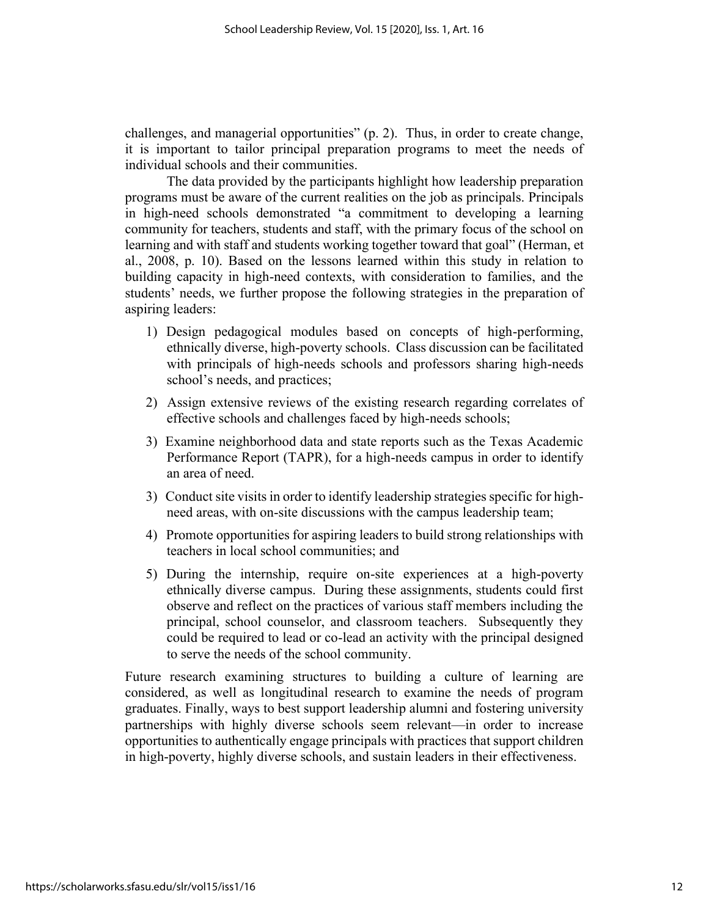challenges, and managerial opportunities" (p. 2). Thus, in order to create change, it is important to tailor principal preparation programs to meet the needs of individual schools and their communities.

The data provided by the participants highlight how leadership preparation programs must be aware of the current realities on the job as principals. Principals in high-need schools demonstrated "a commitment to developing a learning community for teachers, students and staff, with the primary focus of the school on learning and with staff and students working together toward that goal" (Herman, et al., 2008, p. 10). Based on the lessons learned within this study in relation to building capacity in high-need contexts, with consideration to families, and the students' needs, we further propose the following strategies in the preparation of aspiring leaders:

1) Design pedagogical modules based on concepts of high-performing, ethnically diverse, high-poverty schools. Class discussion can be facilitated with principals of high-needs schools and professors sharing high-needs school's needs, and practices;
2) Assign extensive reviews of the existing research regarding correlates of effective schools and challenges faced by high-needs schools;
3) Examine neighborhood data and state reports such as the Texas Academic Performance Report (TAPR), for a high-needs campus in order to identify an area of need.
3) Conduct site visits in order to identify leadership strategies specific for high-need areas, with on-site discussions with the campus leadership team;
4) Promote opportunities for aspiring leaders to build strong relationships with teachers in local school communities; and
5) During the internship, require on-site experiences at a high-poverty ethnically diverse campus. During these assignments, students could first observe and reflect on the practices of various staff members including the principal, school counselor, and classroom teachers. Subsequently they could be required to lead or co-lead an activity with the principal designed to serve the needs of the school community.

Future research examining structures to building a culture of learning are considered, as well as longitudinal research to examine the needs of program graduates. Finally, ways to best support leadership alumni and fostering university partnerships with highly diverse schools seem relevant—in order to increase opportunities to authentically engage principals with practices that support children in high-poverty, highly diverse schools, and sustain leaders in their effectiveness.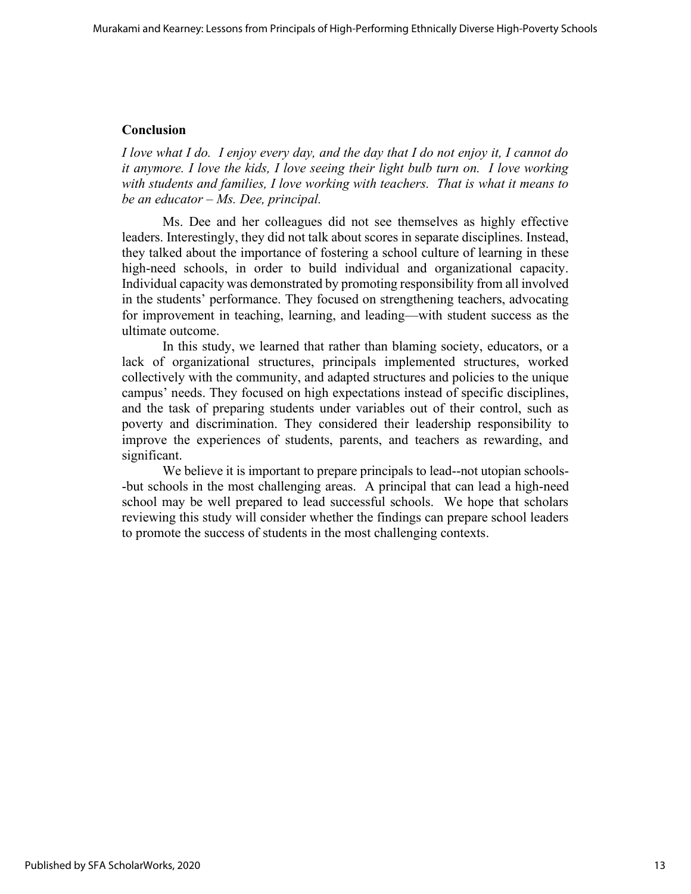## Conclusion

*I love what I do. I enjoy every day, and the day that I do not enjoy it, I cannot do it anymore. I love the kids, I love seeing their light bulb turn on. I love working with students and families, I love working with teachers. That is what it means to be an educator – Ms. Dee, principal.*

Ms. Dee and her colleagues did not see themselves as highly effective leaders. Interestingly, they did not talk about scores in separate disciplines. Instead, they talked about the importance of fostering a school culture of learning in these high-need schools, in order to build individual and organizational capacity. Individual capacity was demonstrated by promoting responsibility from all involved in the students' performance. They focused on strengthening teachers, advocating for improvement in teaching, learning, and leading—with student success as the ultimate outcome.

In this study, we learned that rather than blaming society, educators, or a lack of organizational structures, principals implemented structures, worked collectively with the community, and adapted structures and policies to the unique campus' needs. They focused on high expectations instead of specific disciplines, and the task of preparing students under variables out of their control, such as poverty and discrimination. They considered their leadership responsibility to improve the experiences of students, parents, and teachers as rewarding, and significant.

We believe it is important to prepare principals to lead--not utopian schools--but schools in the most challenging areas. A principal that can lead a high-need school may be well prepared to lead successful schools. We hope that scholars reviewing this study will consider whether the findings can prepare school leaders to promote the success of students in the most challenging contexts.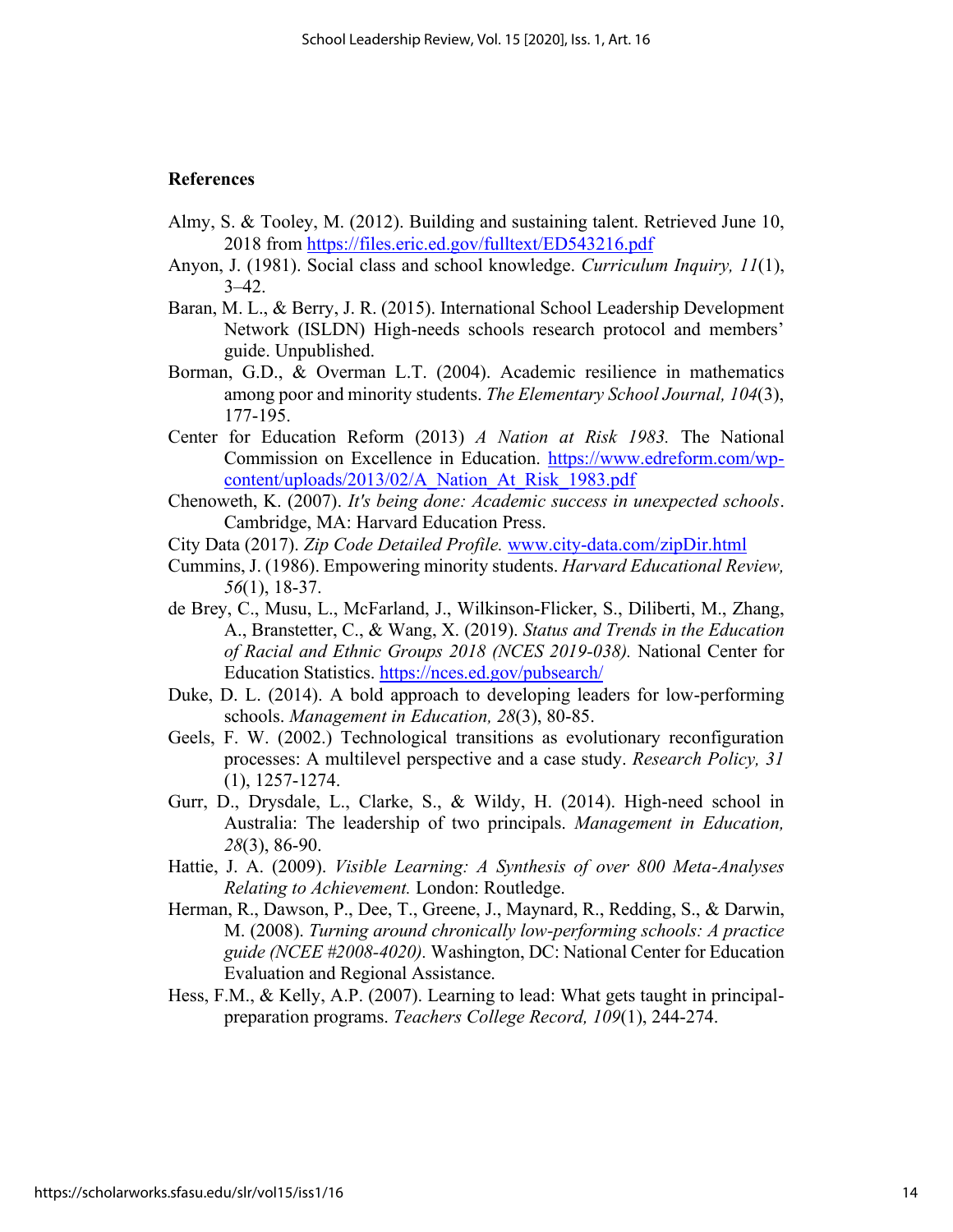## References

Almy, S. & Tooley, M. (2012). Building and sustaining talent. Retrieved June 10, 2018 from https://files.eric.ed.gov/fulltext/ED543216.pdf

Anyon, J. (1981). Social class and school knowledge. *Curriculum Inquiry, 11*(1), 3–42.

Baran, M. L., & Berry, J. R. (2015). International School Leadership Development Network (ISLDN) High-needs schools research protocol and members' guide. Unpublished.

Borman, G.D., & Overman L.T. (2004). Academic resilience in mathematics among poor and minority students. *The Elementary School Journal, 104*(3), 177-195.

Center for Education Reform (2013) *A Nation at Risk 1983.* The National Commission on Excellence in Education. https://www.edreform.com/wp-content/uploads/2013/02/A_Nation_At_Risk_1983.pdf

Chenoweth, K. (2007). *It's being done: Academic success in unexpected schools*. Cambridge, MA: Harvard Education Press.

City Data (2017). *Zip Code Detailed Profile.* www.city-data.com/zipDir.html

Cummins, J. (1986). Empowering minority students. *Harvard Educational Review, 56*(1), 18-37.

de Brey, C., Musu, L., McFarland, J., Wilkinson-Flicker, S., Diliberti, M., Zhang, A., Branstetter, C., & Wang, X. (2019). *Status and Trends in the Education of Racial and Ethnic Groups 2018 (NCES 2019-038).* National Center for Education Statistics. https://nces.ed.gov/pubsearch/

Duke, D. L. (2014). A bold approach to developing leaders for low-performing schools. *Management in Education, 28*(3), 80-85.

Geels, F. W. (2002.) Technological transitions as evolutionary reconfiguration processes: A multilevel perspective and a case study. *Research Policy, 31* (1), 1257-1274.

Gurr, D., Drysdale, L., Clarke, S., & Wildy, H. (2014). High-need school in Australia: The leadership of two principals. *Management in Education, 28*(3), 86-90.

Hattie, J. A. (2009). *Visible Learning: A Synthesis of over 800 Meta-Analyses Relating to Achievement.* London: Routledge.

Herman, R., Dawson, P., Dee, T., Greene, J., Maynard, R., Redding, S., & Darwin, M. (2008). *Turning around chronically low-performing schools: A practice guide (NCEE #2008-4020).* Washington, DC: National Center for Education Evaluation and Regional Assistance.

Hess, F.M., & Kelly, A.P. (2007). Learning to lead: What gets taught in principal-preparation programs. *Teachers College Record, 109*(1), 244-274.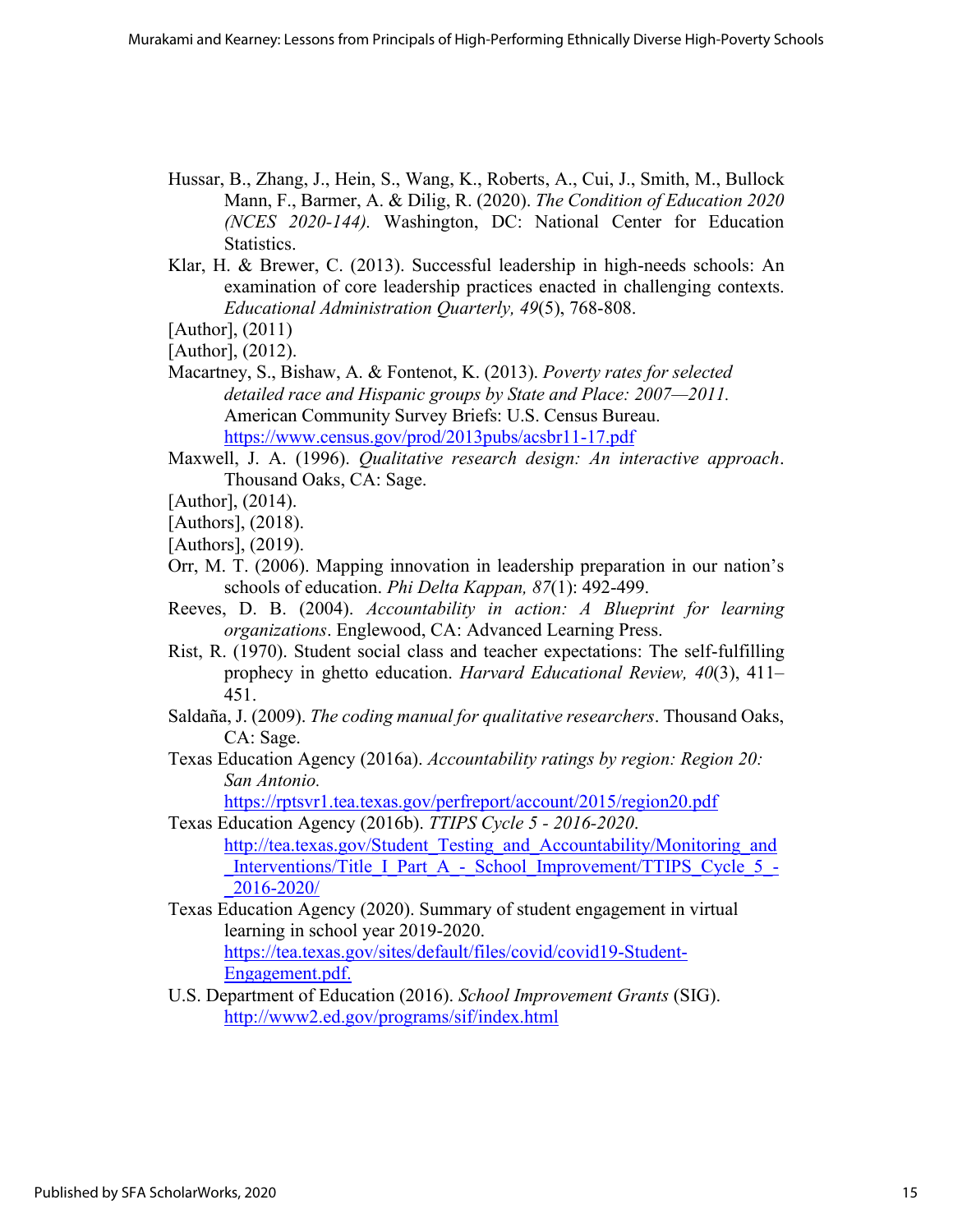Hussar, B., Zhang, J., Hein, S., Wang, K., Roberts, A., Cui, J., Smith, M., Bullock Mann, F., Barmer, A. & Dilig, R. (2020). *The Condition of Education 2020 (NCES 2020-144).* Washington, DC: National Center for Education Statistics.

Klar, H. & Brewer, C. (2013). Successful leadership in high-needs schools: An examination of core leadership practices enacted in challenging contexts. *Educational Administration Quarterly, 49*(5), 768-808.

[Author], (2011)

[Author], (2012).

Macartney, S., Bishaw, A. & Fontenot, K. (2013). *Poverty rates for selected detailed race and Hispanic groups by State and Place: 2007—2011.* American Community Survey Briefs: U.S. Census Bureau. https://www.census.gov/prod/2013pubs/acsbr11-17.pdf

Maxwell, J. A. (1996). *Qualitative research design: An interactive approach*. Thousand Oaks, CA: Sage.

[Author], (2014).

[Authors], (2018).

[Authors], (2019).

Orr, M. T. (2006). Mapping innovation in leadership preparation in our nation's schools of education. *Phi Delta Kappan, 87*(1): 492-499.

Reeves, D. B. (2004). *Accountability in action: A Blueprint for learning organizations*. Englewood, CA: Advanced Learning Press.

Rist, R. (1970). Student social class and teacher expectations: The self-fulfilling prophecy in ghetto education. *Harvard Educational Review, 40*(3), 411–451.

Saldaña, J. (2009). *The coding manual for qualitative researchers*. Thousand Oaks, CA: Sage.

Texas Education Agency (2016a). *Accountability ratings by region: Region 20: San Antonio.* https://rptsvr1.tea.texas.gov/perfreport/account/2015/region20.pdf

Texas Education Agency (2016b). *TTIPS Cycle 5 - 2016-2020*. http://tea.texas.gov/Student_Testing_and_Accountability/Monitoring_and_Interventions/Title_I_Part_A_-_School_Improvement/TTIPS_Cycle_5_-_2016-2020/

Texas Education Agency (2020). Summary of student engagement in virtual learning in school year 2019-2020. https://tea.texas.gov/sites/default/files/covid/covid19-Student-Engagement.pdf.

U.S. Department of Education (2016). *School Improvement Grants* (SIG). http://www2.ed.gov/programs/sif/index.html